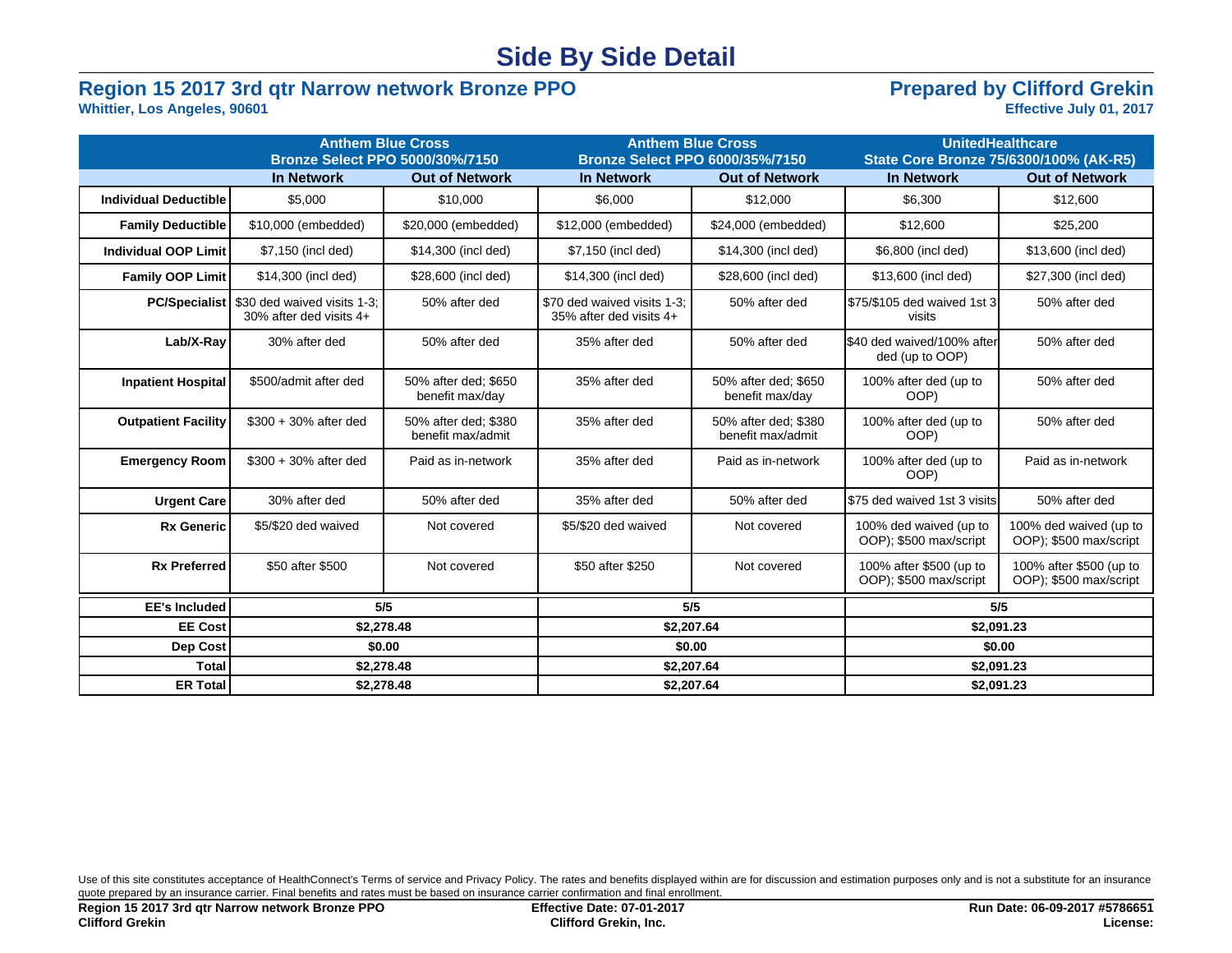# Side By Side Detail

## Region 15 2017 3rd qtr Narrow network Bronze PPO

**Whittier, Los Angeles, 90601**

## Prepared by Clifford Grekin

**Effective July 01, 2017**

| | Anthem Blue Cross Bronze Select PPO 5000/30%/7150 | | Anthem Blue Cross Bronze Select PPO 6000/35%/7150 | | UnitedHealthcare State Core Bronze 75/6300/100% (AK-R5) | |
|---|---|---|---|---|---|---|
| | **In Network** | **Out of Network** | **In Network** | **Out of Network** | **In Network** | **Out of Network** |
| **Individual Deductible** | $5,000 | $10,000 | $6,000 | $12,000 | $6,300 | $12,600 |
| **Family Deductible** | $10,000 (embedded) | $20,000 (embedded) | $12,000 (embedded) | $24,000 (embedded) | $12,600 | $25,200 |
| **Individual OOP Limit** | $7,150 (incl ded) | $14,300 (incl ded) | $7,150 (incl ded) | $14,300 (incl ded) | $6,800 (incl ded) | $13,600 (incl ded) |
| **Family OOP Limit** | $14,300 (incl ded) | $28,600 (incl ded) | $14,300 (incl ded) | $28,600 (incl ded) | $13,600 (incl ded) | $27,300 (incl ded) |
| **PC/Specialist** | $30 ded waived visits 1-3; 30% after ded visits 4+ | 50% after ded | $70 ded waived visits 1-3; 35% after ded visits 4+ | 50% after ded | $75/$105 ded waived 1st 3 visits | 50% after ded |
| **Lab/X-Ray** | 30% after ded | 50% after ded | 35% after ded | 50% after ded | $40 ded waived/100% after ded (up to OOP) | 50% after ded |
| **Inpatient Hospital** | $500/admit after ded | 50% after ded; $650 benefit max/day | 35% after ded | 50% after ded; $650 benefit max/day | 100% after ded (up to OOP) | 50% after ded |
| **Outpatient Facility** | $300 + 30% after ded | 50% after ded; $380 benefit max/admit | 35% after ded | 50% after ded; $380 benefit max/admit | 100% after ded (up to OOP) | 50% after ded |
| **Emergency Room** | $300 + 30% after ded | Paid as in-network | 35% after ded | Paid as in-network | 100% after ded (up to OOP) | Paid as in-network |
| **Urgent Care** | 30% after ded | 50% after ded | 35% after ded | 50% after ded | $75 ded waived 1st 3 visits | 50% after ded |
| **Rx Generic** | $5/$20 ded waived | Not covered | $5/$20 ded waived | Not covered | 100% ded waived (up to OOP); $500 max/script | 100% ded waived (up to OOP); $500 max/script |
| **Rx Preferred** | $50 after $500 | Not covered | $50 after $250 | Not covered | 100% after $500 (up to OOP); $500 max/script | 100% after $500 (up to OOP); $500 max/script |
| **EE's Included** | 5/5 | | 5/5 | | 5/5 | |
| **EE Cost** | $2,278.48 | | $2,207.64 | | $2,091.23 | |
| **Dep Cost** | $0.00 | | $0.00 | | $0.00 | |
| **Total** | $2,278.48 | | $2,207.64 | | $2,091.23 | |
| **ER Total** | $2,278.48 | | $2,207.64 | | $2,091.23 | |

Use of this site constitutes acceptance of HealthConnect's Terms of service and Privacy Policy. The rates and benefits displayed within are for discussion and estimation purposes only and is not a substitute for an insurance quote prepared by an insurance carrier. Final benefits and rates must be based on insurance carrier confirmation and final enrollment.

**Region 15 2017 3rd qtr Narrow network Bronze PPO**
**Clifford Grekin**

**Effective Date: 07-01-2017**
**Clifford Grekin, Inc.**

**Run Date: 06-09-2017 #5786651**
**License:**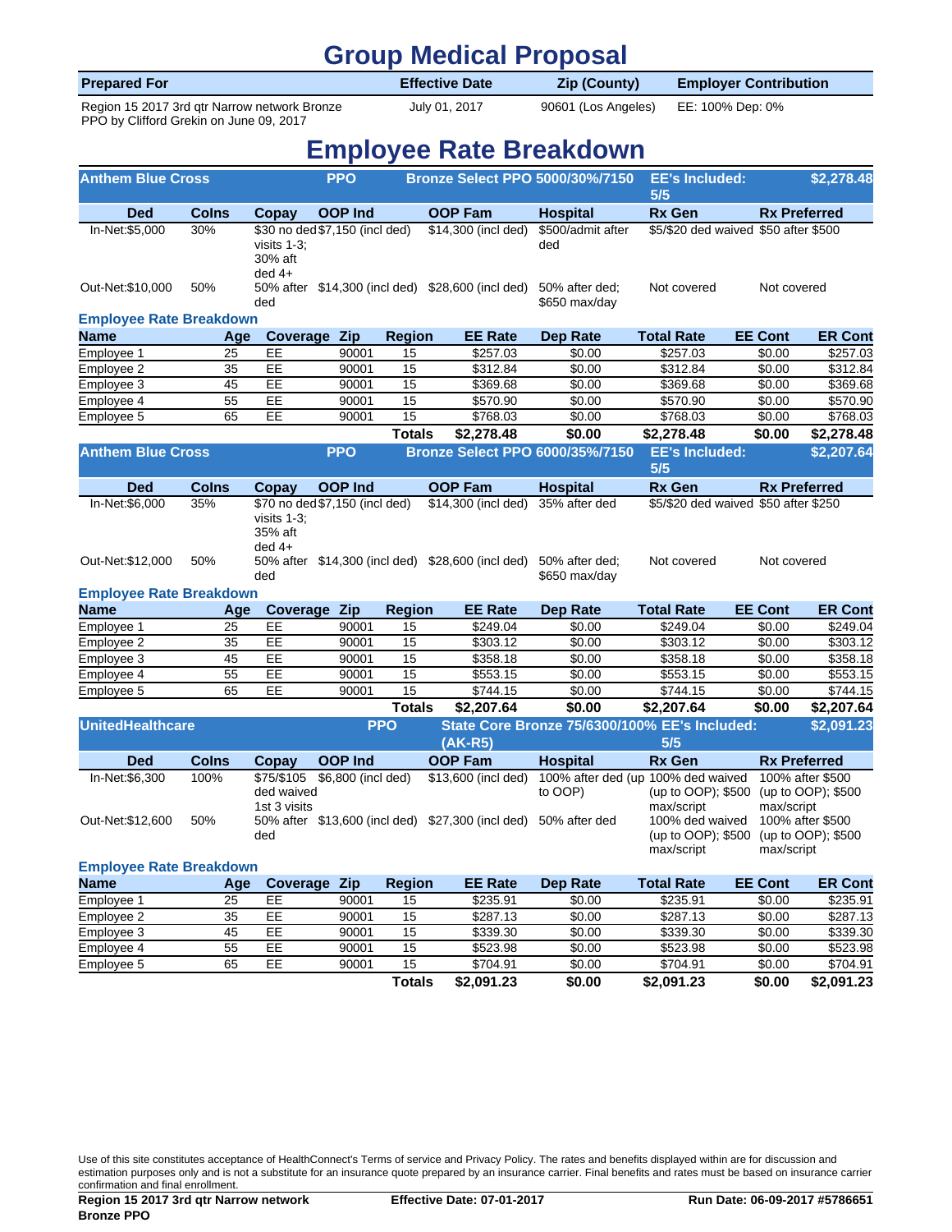# Group Medical Proposal

| Prepared For | Effective Date | Zip (County) | Employer Contribution |
|---|---|---|---|
| Region 15 2017 3rd qtr Narrow network Bronze PPO by Clifford Grekin on June 09, 2017 | July 01, 2017 | 90601 (Los Angeles) | EE: 100% Dep: 0% |

# Employee Rate Breakdown

## Anthem Blue Cross — PPO — Bronze Select PPO 5000/30%/7150 — EE's Included: 5/5 — $2,278.48

| Ded | CoIns | Copay | OOP Ind | OOP Fam | Hospital | Rx Gen | Rx Preferred |
|---|---|---|---|---|---|---|---|
| In-Net:$5,000 | 30% | $30 no ded visits 1-3; 30% aft ded 4+ | $7,150 (incl ded) | $14,300 (incl ded) | $500/admit after ded | $5/$20 ded waived | $50 after $500 |
| Out-Net:$10,000 | 50% | 50% after ded | $14,300 (incl ded) | $28,600 (incl ded) | 50% after ded; $650 max/day | Not covered | Not covered |

### Employee Rate Breakdown

| Name | Age | Coverage | Zip | Region | EE Rate | Dep Rate | Total Rate | EE Cont | ER Cont |
|---|---|---|---|---|---|---|---|---|---|
| Employee 1 | 25 | EE | 90001 | 15 | $257.03 | $0.00 | $257.03 | $0.00 | $257.03 |
| Employee 2 | 35 | EE | 90001 | 15 | $312.84 | $0.00 | $312.84 | $0.00 | $312.84 |
| Employee 3 | 45 | EE | 90001 | 15 | $369.68 | $0.00 | $369.68 | $0.00 | $369.68 |
| Employee 4 | 55 | EE | 90001 | 15 | $570.90 | $0.00 | $570.90 | $0.00 | $570.90 |
| Employee 5 | 65 | EE | 90001 | 15 | $768.03 | $0.00 | $768.03 | $0.00 | $768.03 |
| | | | | **Totals** | **$2,278.48** | **$0.00** | **$2,278.48** | **$0.00** | **$2,278.48** |

## Anthem Blue Cross — PPO — Bronze Select PPO 6000/35%/7150 — EE's Included: 5/5 — $2,207.64

| Ded | CoIns | Copay | OOP Ind | OOP Fam | Hospital | Rx Gen | Rx Preferred |
|---|---|---|---|---|---|---|---|
| In-Net:$6,000 | 35% | $70 no ded visits 1-3; 35% aft ded 4+ | $7,150 (incl ded) | $14,300 (incl ded) | 35% after ded | $5/$20 ded waived | $50 after $250 |
| Out-Net:$12,000 | 50% | 50% after ded | $14,300 (incl ded) | $28,600 (incl ded) | 50% after ded; $650 max/day | Not covered | Not covered |

### Employee Rate Breakdown

| Name | Age | Coverage | Zip | Region | EE Rate | Dep Rate | Total Rate | EE Cont | ER Cont |
|---|---|---|---|---|---|---|---|---|---|
| Employee 1 | 25 | EE | 90001 | 15 | $249.04 | $0.00 | $249.04 | $0.00 | $249.04 |
| Employee 2 | 35 | EE | 90001 | 15 | $303.12 | $0.00 | $303.12 | $0.00 | $303.12 |
| Employee 3 | 45 | EE | 90001 | 15 | $358.18 | $0.00 | $358.18 | $0.00 | $358.18 |
| Employee 4 | 55 | EE | 90001 | 15 | $553.15 | $0.00 | $553.15 | $0.00 | $553.15 |
| Employee 5 | 65 | EE | 90001 | 15 | $744.15 | $0.00 | $744.15 | $0.00 | $744.15 |
| | | | | **Totals** | **$2,207.64** | **$0.00** | **$2,207.64** | **$0.00** | **$2,207.64** |

## UnitedHealthcare — PPO — State Core Bronze 75/6300/100% (AK-R5) — EE's Included: 5/5 — $2,091.23

| Ded | CoIns | Copay | OOP Ind | OOP Fam | Hospital | Rx Gen | Rx Preferred |
|---|---|---|---|---|---|---|---|
| In-Net:$6,300 | 100% | $75/$105 ded waived 1st 3 visits | $6,800 (incl ded) | $13,600 (incl ded) | 100% after ded (up to OOP) | 100% ded waived (up to OOP); $500 max/script | 100% after $500 (up to OOP); $500 max/script |
| Out-Net:$12,600 | 50% | 50% after ded | $13,600 (incl ded) | $27,300 (incl ded) | 50% after ded | 100% ded waived (up to OOP); $500 max/script | 100% after $500 (up to OOP); $500 max/script |

### Employee Rate Breakdown

| Name | Age | Coverage | Zip | Region | EE Rate | Dep Rate | Total Rate | EE Cont | ER Cont |
|---|---|---|---|---|---|---|---|---|---|
| Employee 1 | 25 | EE | 90001 | 15 | $235.91 | $0.00 | $235.91 | $0.00 | $235.91 |
| Employee 2 | 35 | EE | 90001 | 15 | $287.13 | $0.00 | $287.13 | $0.00 | $287.13 |
| Employee 3 | 45 | EE | 90001 | 15 | $339.30 | $0.00 | $339.30 | $0.00 | $339.30 |
| Employee 4 | 55 | EE | 90001 | 15 | $523.98 | $0.00 | $523.98 | $0.00 | $523.98 |
| Employee 5 | 65 | EE | 90001 | 15 | $704.91 | $0.00 | $704.91 | $0.00 | $704.91 |
| | | | | **Totals** | **$2,091.23** | **$0.00** | **$2,091.23** | **$0.00** | **$2,091.23** |

Use of this site constitutes acceptance of HealthConnect's Terms of service and Privacy Policy. The rates and benefits displayed within are for discussion and estimation purposes only and is not a substitute for an insurance quote prepared by an insurance carrier. Final benefits and rates must be based on insurance carrier confirmation and final enrollment.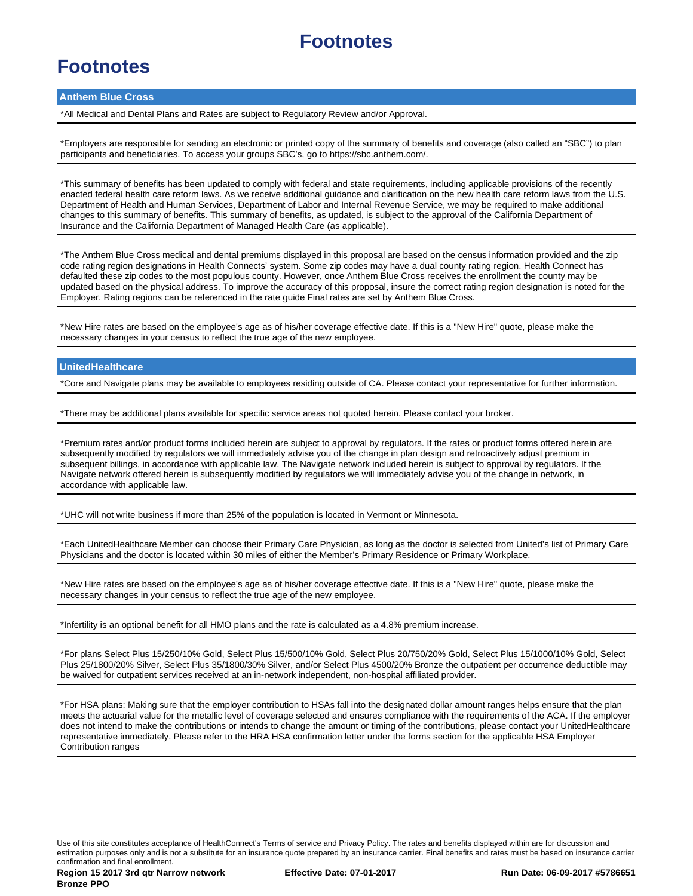# Footnotes

## Anthem Blue Cross

*All Medical and Dental Plans and Rates are subject to Regulatory Review and/or Approval.

*Employers are responsible for sending an electronic or printed copy of the summary of benefits and coverage (also called an "SBC") to plan participants and beneficiaries. To access your groups SBC's, go to https://sbc.anthem.com/.

*This summary of benefits has been updated to comply with federal and state requirements, including applicable provisions of the recently enacted federal health care reform laws. As we receive additional guidance and clarification on the new health care reform laws from the U.S. Department of Health and Human Services, Department of Labor and Internal Revenue Service, we may be required to make additional changes to this summary of benefits. This summary of benefits, as updated, is subject to the approval of the California Department of Insurance and the California Department of Managed Health Care (as applicable).

*The Anthem Blue Cross medical and dental premiums displayed in this proposal are based on the census information provided and the zip code rating region designations in Health Connects' system. Some zip codes may have a dual county rating region. Health Connect has defaulted these zip codes to the most populous county. However, once Anthem Blue Cross receives the enrollment the county may be updated based on the physical address. To improve the accuracy of this proposal, insure the correct rating region designation is noted for the Employer. Rating regions can be referenced in the rate guide Final rates are set by Anthem Blue Cross.

*New Hire rates are based on the employee's age as of his/her coverage effective date. If this is a "New Hire" quote, please make the necessary changes in your census to reflect the true age of the new employee.

## UnitedHealthcare

*Core and Navigate plans may be available to employees residing outside of CA. Please contact your representative for further information.

*There may be additional plans available for specific service areas not quoted herein. Please contact your broker.

*Premium rates and/or product forms included herein are subject to approval by regulators. If the rates or product forms offered herein are subsequently modified by regulators we will immediately advise you of the change in plan design and retroactively adjust premium in subsequent billings, in accordance with applicable law. The Navigate network included herein is subject to approval by regulators. If the Navigate network offered herein is subsequently modified by regulators we will immediately advise you of the change in network, in accordance with applicable law.

*UHC will not write business if more than 25% of the population is located in Vermont or Minnesota.

*Each UnitedHealthcare Member can choose their Primary Care Physician, as long as the doctor is selected from United's list of Primary Care Physicians and the doctor is located within 30 miles of either the Member's Primary Residence or Primary Workplace.

*New Hire rates are based on the employee's age as of his/her coverage effective date. If this is a "New Hire" quote, please make the necessary changes in your census to reflect the true age of the new employee.

*Infertility is an optional benefit for all HMO plans and the rate is calculated as a 4.8% premium increase.

*For plans Select Plus 15/250/10% Gold, Select Plus 15/500/10% Gold, Select Plus 20/750/20% Gold, Select Plus 15/1000/10% Gold, Select Plus 25/1800/20% Silver, Select Plus 35/1800/30% Silver, and/or Select Plus 4500/20% Bronze the outpatient per occurrence deductible may be waived for outpatient services received at an in-network independent, non-hospital affiliated provider.

*For HSA plans: Making sure that the employer contribution to HSAs fall into the designated dollar amount ranges helps ensure that the plan meets the actuarial value for the metallic level of coverage selected and ensures compliance with the requirements of the ACA. If the employer does not intend to make the contributions or intends to change the amount or timing of the contributions, please contact your UnitedHealthcare representative immediately. Please refer to the HRA HSA confirmation letter under the forms section for the applicable HSA Employer Contribution ranges

Use of this site constitutes acceptance of HealthConnect's Terms of service and Privacy Policy. The rates and benefits displayed within are for discussion and estimation purposes only and is not a substitute for an insurance quote prepared by an insurance carrier. Final benefits and rates must be based on insurance carrier confirmation and final enrollment.

**Region 15 2017 3rd qtr Narrow network Bronze PPO** **Effective Date: 07-01-2017** **Run Date: 06-09-2017 #5786651**